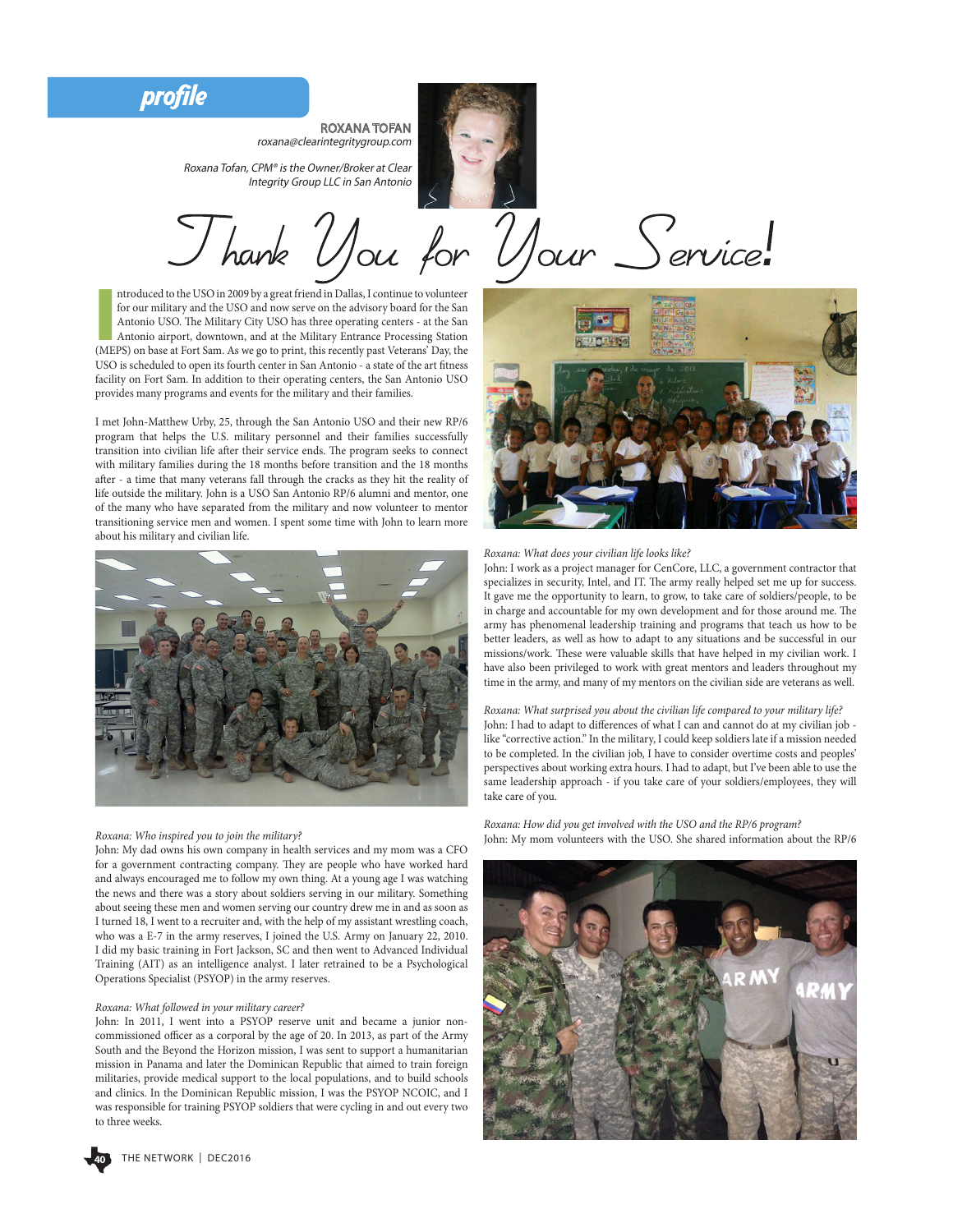profile

**ROXANA TOFAN**
*roxana@clearintegritygroup.com*

*Roxana Tofan, CPM® is the Owner/Broker at Clear Integrity Group LLC in San Antonio*

# Thank You for Your Service!

Introduced to the USO in 2009 by a great friend in Dallas, I continue to volunteer for our military and the USO and now serve on the advisory board for the San Antonio USO. The Military City USO has three operating centers - at the San Antonio airport, downtown, and at the Military Entrance Processing Station (MEPS) on base at Fort Sam. As we go to print, this recently past Veterans' Day, the USO is scheduled to open its fourth center in San Antonio - a state of the art fitness facility on Fort Sam. In addition to their operating centers, the San Antonio USO provides many programs and events for the military and their families.

I met John-Matthew Urby, 25, through the San Antonio USO and their new RP/6 program that helps the U.S. military personnel and their families successfully transition into civilian life after their service ends. The program seeks to connect with military families during the 18 months before transition and the 18 months after - a time that many veterans fall through the cracks as they hit the reality of life outside the military. John is a USO San Antonio RP/6 alumni and mentor, one of the many who have separated from the military and now volunteer to mentor transitioning service men and women. I spent some time with John to learn more about his military and civilian life.

*Roxana: Who inspired you to join the military?*
John: My dad owns his own company in health services and my mom was a CFO for a government contracting company. They are people who have worked hard and always encouraged me to follow my own thing. At a young age I was watching the news and there was a story about soldiers serving in our military. Something about seeing these men and women serving our country drew me in and as soon as I turned 18, I went to a recruiter and, with the help of my assistant wrestling coach, who was a E-7 in the army reserves, I joined the U.S. Army on January 22, 2010. I did my basic training in Fort Jackson, SC and then went to Advanced Individual Training (AIT) as an intelligence analyst. I later retrained to be a Psychological Operations Specialist (PSYOP) in the army reserves.

*Roxana: What followed in your military career?*
John: In 2011, I went into a PSYOP reserve unit and became a junior non-commissioned officer as a corporal by the age of 20. In 2013, as part of the Army South and the Beyond the Horizon mission, I was sent to support a humanitarian mission in Panama and later the Dominican Republic that aimed to train foreign militaries, provide medical support to the local populations, and to build schools and clinics. In the Dominican Republic mission, I was the PSYOP NCOIC, and I was responsible for training PSYOP soldiers that were cycling in and out every two to three weeks.

*Roxana: What does your civilian life looks like?*
John: I work as a project manager for CenCore, LLC, a government contractor that specializes in security, Intel, and IT. The army really helped set me up for success. It gave me the opportunity to learn, to grow, to take care of soldiers/people, to be in charge and accountable for my own development and for those around me. The army has phenomenal leadership training and programs that teach us how to be better leaders, as well as how to adapt to any situations and be successful in our missions/work. These were valuable skills that have helped in my civilian work. I have also been privileged to work with great mentors and leaders throughout my time in the army, and many of my mentors on the civilian side are veterans as well.

*Roxana: What surprised you about the civilian life compared to your military life?*
John: I had to adapt to differences of what I can and cannot do at my civilian job - like "corrective action." In the military, I could keep soldiers late if a mission needed to be completed. In the civilian job, I have to consider overtime costs and peoples' perspectives about working extra hours. I had to adapt, but I've been able to use the same leadership approach - if you take care of your soldiers/employees, they will take care of you.

*Roxana: How did you get involved with the USO and the RP/6 program?*
John: My mom volunteers with the USO. She shared information about the RP/6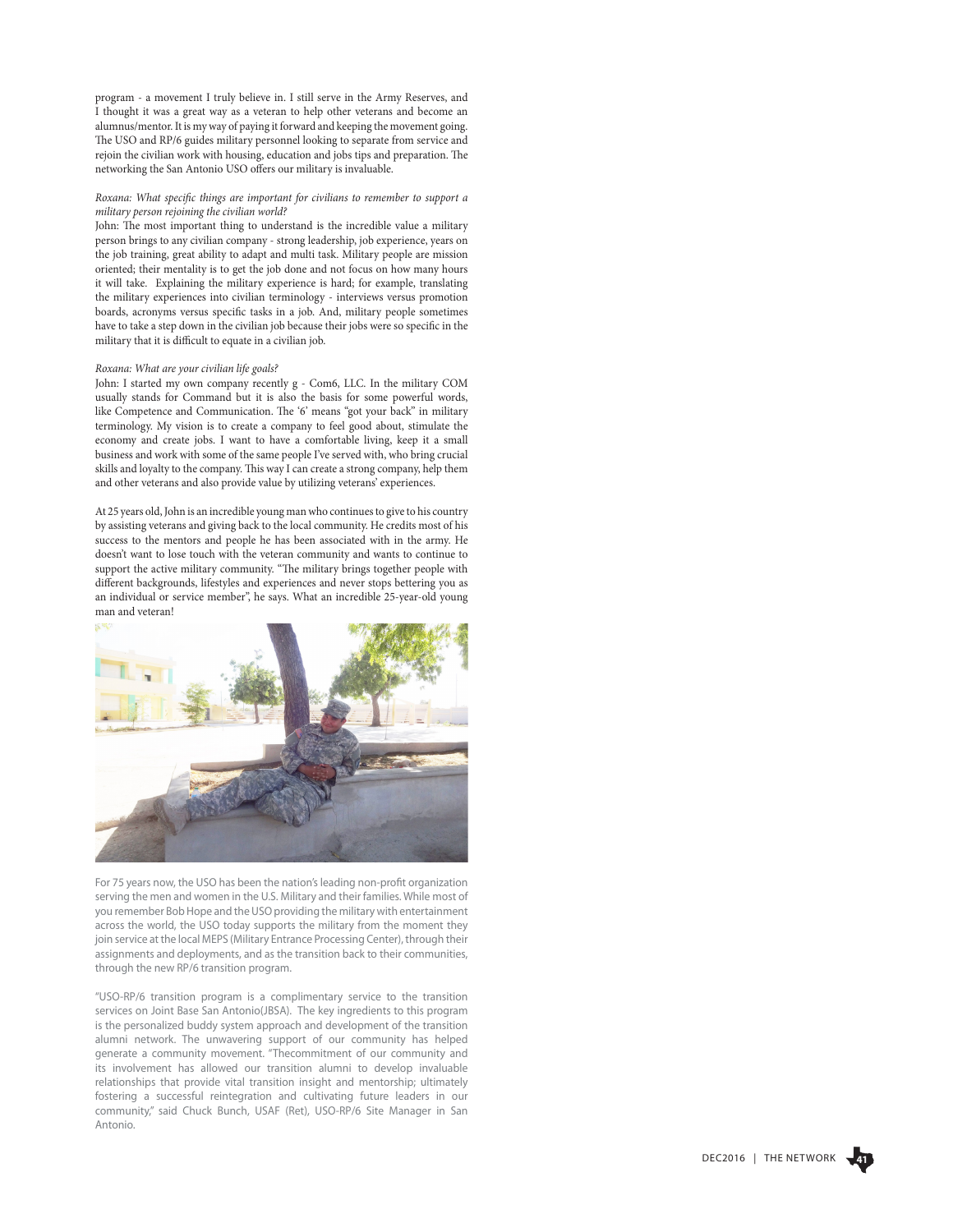program - a movement I truly believe in. I still serve in the Army Reserves, and I thought it was a great way as a veteran to help other veterans and become an alumnus/mentor. It is my way of paying it forward and keeping the movement going. The USO and RP/6 guides military personnel looking to separate from service and rejoin the civilian work with housing, education and jobs tips and preparation. The networking the San Antonio USO offers our military is invaluable.

*Roxana: What specific things are important for civilians to remember to support a military person rejoining the civilian world?*

John: The most important thing to understand is the incredible value a military person brings to any civilian company - strong leadership, job experience, years on the job training, great ability to adapt and multi task. Military people are mission oriented; their mentality is to get the job done and not focus on how many hours it will take. Explaining the military experience is hard; for example, translating the military experiences into civilian terminology - interviews versus promotion boards, acronyms versus specific tasks in a job. And, military people sometimes have to take a step down in the civilian job because their jobs were so specific in the military that it is difficult to equate in a civilian job.

*Roxana: What are your civilian life goals?*

John: I started my own company recently g - Com6, LLC. In the military COM usually stands for Command but it is also the basis for some powerful words, like Competence and Communication. The '6' means "got your back" in military terminology. My vision is to create a company to feel good about, stimulate the economy and create jobs. I want to have a comfortable living, keep it a small business and work with some of the same people I've served with, who bring crucial skills and loyalty to the company. This way I can create a strong company, help them and other veterans and also provide value by utilizing veterans' experiences.

At 25 years old, John is an incredible young man who continues to give to his country by assisting veterans and giving back to the local community. He credits most of his success to the mentors and people he has been associated with in the army. He doesn't want to lose touch with the veteran community and wants to continue to support the active military community. "The military brings together people with different backgrounds, lifestyles and experiences and never stops bettering you as an individual or service member", he says. What an incredible 25-year-old young man and veteran!

For 75 years now, the USO has been the nation's leading non-profit organization serving the men and women in the U.S. Military and their families. While most of you remember Bob Hope and the USO providing the military with entertainment across the world, the USO today supports the military from the moment they join service at the local MEPS (Military Entrance Processing Center), through their assignments and deployments, and as the transition back to their communities, through the new RP/6 transition program.

"USO-RP/6 transition program is a complimentary service to the transition services on Joint Base San Antonio(JBSA). The key ingredients to this program is the personalized buddy system approach and development of the transition alumni network. The unwavering support of our community has helped generate a community movement. "Thecommitment of our community and its involvement has allowed our transition alumni to develop invaluable relationships that provide vital transition insight and mentorship; ultimately fostering a successful reintegration and cultivating future leaders in our community," said Chuck Bunch, USAF (Ret), USO-RP/6 Site Manager in San Antonio.